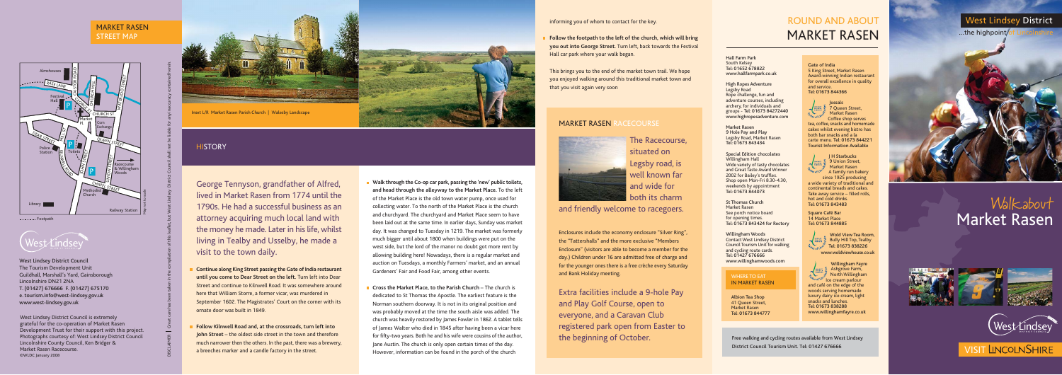## MARKET RASEN STREET MAP

Almshouses
BASE LANE
Festival Hall
CAISTOR ROAD
GORDON STREET
CHURCH ST.
Market Pl.
Corn Exchange
DEAR STREET
Police Station
Toilets
QUEEN STREET
Racecourse & Willingham Woods
CHAPEL STREET
Methodist Church
Library
Railway Station
Footpath
Map not to scale

**West Lindsey District Council**
The Tourism Development Unit
Guildhall, Marshall's Yard, Gainsborough
Lincolnshire DN21 2NA
T. (01427) 676666 F. (01427) 675170
e. tourism.info@west-lindsey.gov.uk
www.west-lindsey.gov.uk

West Lindsey District Council is extremely grateful for the co-operation of Market Rasen Development Trust for their support with this project. Photographs courtesy of: West Lindsey District Council Lincolnshire County Council, Ken Bridger & Market Rasen Racecourse.
©WLDC January 2008

DISCLAIMER | Great care has been taken in the compilation of this leaflet, but West Lindsey District Council shall not be liable for any inaccuracy contained herein.

Inset L/R Market Rasen Parish Church | Walesby Landscape

## HISTORY

George Tennyson, grandfather of Alfred, lived in Market Rasen from 1774 until the 1790s. He had a successful business as an attorney acquiring much local land with the money he made. Later in his life, whilst living in Tealby and Usselby, he made a visit to the town daily.

- **Continue along King Street passing the Gate of India restaurant until you come to Dear Street on the left.** Turn left into Dear Street and continue to Kilnwell Road. It was somewhere around here that William Storre, a former vicar, was murdered in September 1602. The Magistrates' Court on the corner with its ornate door was built in 1849.
- **Follow Kilnwell Road and, at the crossroads, turn left into John Street** – the oldest side street in the town and therefore much narrower then the others. In the past, there was a brewery, a breeches marker and a candle factory in the street.
- **Walk through the Co-op car park, passing the 'new' public toilets, and head through the alleyway to the Market Place.** To the left of the Market Place is the old town water pump, once used for collecting water. To the north of the Market Place is the church and churchyard. The churchyard and Market Place seem to have been laid out at the same time. In earlier days, Sunday was market day. It was changed to Tuesday in 1219. The market was formerly much bigger until about 1800 when buildings were put on the west side, but the lord of the manor no doubt got more rent by allowing building here! Nowadays, there is a regular market and auction on Tuesdays, a monthly Farmers' market, and an annual Gardeners' Fair and Food Fair, among other events.
- **Cross the Market Place, to the Parish Church** – The church is dedicated to St Thomas the Apostle. The earliest feature is the Norman southern doorway. It is not in its original position and was probably moved at the time the south aisle was added. The church was heavily restored by James Fowler in 1862. A tablet tells of James Walter who died in 1845 after having been a vicar here for fifty-two years. Both he and his wife were cousins of the author, Jane Austin. The church is only open certain times of the day. However, information can be found in the porch of the church informing you of whom to contact for the key.
- **Follow the footpath to the left of the church, which will bring you out into George Street.** Turn left, back towards the Festival Hall car park where your walk began.

This brings you to the end of the market town trail. We hope you enjoyed walking around this traditional market town and that you visit again very soon.

## MARKET RASEN RACECOURSE

The Racecourse, situated on Legsby road, is well known far and wide for both its charm and friendly welcome to racegoers.

Enclosures include the economy enclosure "Silver Ring", the "Tattershalls" and the more exclusive "Members Enclosure" (visitors are able to become a member for the day.) Children under 16 are admitted free of charge and for the younger ones there is a free crèche every Saturday and Bank Holiday meeting.

Extra facilities include a 9-hole Pay and Play Golf Course, open to everyone, and a Caravan Club registered park open from Easter to the beginning of October.

## ROUND AND ABOUT MARKET RASEN

**Hall Farm Park**
South Kelsey
Tel: 01652 678822
www.hallfarmpark.co.uk

**High Ropes Adventure**
Legsby Road
Rope challenge, fun and adventure courses, including archery, for individuals and groups - Tel: 01673 84272440
www.highropesadventure.com

**Market Rasen 9 Hole Pay and Play**
Legsby Road, Market Rasen
Tel: 01673 843434

**Special Edition chocolates**
Willingham Hall
Wide variety of tasty chocolates and Great Taste Award Winner 2002 for Bailey's truffles.
Shop open Mon-Fri 8.30-4.30, weekends by appointment
Tel: 01673 844073

**St Thomas Church**
Market Rasen
See porch notice board for opening times.
Tel: 01673 843424 for Rectory

**Willingham Woods**
Contact West Lindsey District Council Tourism Unit for walking and cycling route cards.
Tel: 01427 676666
www.willinghamwoods.com

### WHERE TO EAT IN MARKET RASEN

**Albion Tea Shop**
41 Queen Street,
Market Rasen
Tel: 01673 844777

**Gate of India**
5 King Street, Market Rasen
Award-winning Indian restaurant for overall excellence in quality and service.
Tel: 01673 844366

**Jossals**
7 Queen Street, Market Rasen
Coffee shop serves tea, coffee, snacks and homemade cakes whilst evening bistro has both bar snacks and a la carte menu. Tel: 01673 844221
Tourist Information Available

**J H Starbucks**
9 Union Street, Market Rasen
A family run bakery since 1925 producing a wide variety of traditional and continental breads and cakes. Take away service – filled rolls, hot and cold drinks.
Tel: 01673 843483

**Square Café Bar**
14 Market Place
Tel: 01673 844885

**Wold View Tea Room,**
Bully Hill Top, Tealby
Tel: 01673 838226
www.woldviewhouse.co.uk

**Willingham Fayre**
Ashgrove Farm, North Willingham
Ice cream parlour and café on the edge of the woods serving homemade luxury dairy ice cream, light snacks and lunches.
Tel: 01673 838288
www.willinghamfayre.co.uk

Free walking and cycling routes available from West Lindsey District Council Tourism Unit. Tel: 01427 676666

## West Lindsey District
...the highpoint of Lincolnshire

# Walkabout Market Rasen

VISIT LINCOLNSHIRE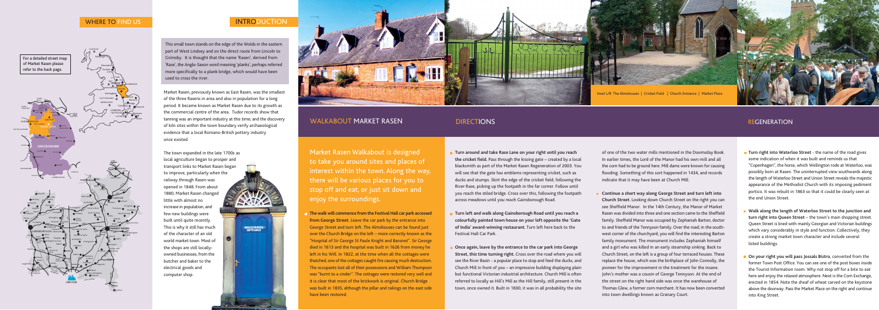## WHERE TO FIND US

For a detailed street map of Market Rasen please refer to the back page.

## INTRODUCTION

This small town stands on the edge of the Wolds in the eastern part of West Lindsey and on the direct route from Lincoln to Grimsby. It is thought that the name 'Rasen', derived from 'Rase', the Anglo-Saxon word meaning 'planks', perhaps referred more specifically to a plank bridge, which would have been used to cross the river.

Market Rasen, previously known as East Rasen, was the smallest of the three Rasens in area and also in population for a long period. It became known as Market Rasen due to its growth as the commercial centre of the area. Tudor records show that tanning was an important industry at this time; and the discovery of kiln sites within the town boundary verify archaeological evidence that a local Romano-British pottery industry once existed.

The town expanded in the late 1700s as local agriculture began to prosper and transport links to Market Rasen began to improve, particularly when the railway through Rasen was opened in 1848. From about 1880, Market Rasen changed little with almost no increase in population, and few new buildings were built until quite recently. This is why it still has much of the character of an old world market town. Most of the shops are still locally-owned businesses, from the butcher and baker to the electrical goods and computer shop.

Inset L/R The Almshouses | Cricket Field | Church Entrance | Market Place

## WALKABOUT MARKET RASEN

Market Rasen Walkabout is designed to take you around sites and places of interest within the town. Along the way, there will be various places for you to stop off and eat, or just sit down and enjoy the surroundings.

- **The walk will commence from the Festival Hall car park accessed from George Street.** Leave the car park by the entrance into George Street and turn left. The Almshouses can be found just over the Church Bridge on the left – more correctly known as the "Hospital of Sir George St Paule Knight and Baronet". Sir George died in 1613 and the hospital was built in 1626 from money he left in his Will. In 1822, at the time when all the cottages were thatched, one of the cottages caught fire causing much destruction. The occupants lost all of their possessions and William Thompson was "burnt to a cinder". The cottages were restored very well and it is clear that most of the brickwork is original. Church Bridge was built in 1835, although the pillar and railings on the east side have been restored.

## DIRECTIONS

- **Turn around and take Rase Lane on your right until you reach the cricket field.** Pass through the kissing gate – created by a local blacksmith as part of the Market Rasen Regeneration of 2003. You will see that the gate has emblems representing cricket, such as ducks and stumps. Skirt the edge of the cricket field, following the River Rase, picking up the footpath in the far corner. Follow until you reach the stiled bridge. Cross over this, following the footpath across meadows until you reach Gainsborough Road.

- **Turn left and walk along Gainsborough Road until you reach a colourfully painted town house on your left opposite the 'Gate of India' award-winning restaurant.** Turn left here back to the Festival Hall Car Park.

- **Once again, leave by the entrance to the car park into George Street, this time turning right.** Cross over the road where you will see the River Basin - a popular place to stop and feed the ducks, and Church Mill in front of you – an impressive building displaying plain but functional Victorian industrial architecture. Church Mill is often referred to locally as Hill's Mill as the Hill family, still present in the town, once owned it. Built in 1830, it was in all probability the site of one of the two water mills mentioned in the Doomsday Book. In earlier times, the Lord of the Manor had his own mill and all the corn had to be ground here. Mill dams were known for causing flooding. Something of this sort happened in 1434, and records indicate that it may have been at Church Mill.

- **Continue a short way along George Street and turn left into Church Street.** Looking down Church Street on the right you can see Sheffield Manor. In the 14th Century, the Manor of Market Rasen was divided into three and one section came to the Sheffield family. Sheffield Manor was occupied by Zephaniah Barton, doctor to and friends of the Tennyson family. Over the road, in the south-west corner of the churchyard, you will find the interesting Barton family monument. The monument includes Zephaniah himself and a girl who was killed in an early steamship sinking. Back to Church Street, on the left is a group of four terraced houses. These replace the house, which was the birthplace of John Connolly, the pioneer for the improvement in the treatment for the insane. John's mother was a cousin of George Tennyson. At the end of the street on the right hand side was once the warehouse of Thomas Glew, a former corn merchant. It has now been converted into town dwellings known as Granary Court.

## REGENERATION

- **Turn right into Waterloo Street** - the name of the road gives some indication of when it was built and reminds us that "Copenhagen", the horse, which Wellington rode at Waterloo, was possibly born at Rasen. The uninterrupted view southwards along the length of Waterloo Street and Union Street reveals the majestic appearance of the Methodist Church with its imposing pediment portico. It was rebuilt in 1863 so that it could be clearly seen at the end Union Street.

- **Walk along the length of Waterloo Street to the junction and turn right into Queen Street** – the town's main shopping street. Queen Street is lined with mainly Georgian and Victorian buildings which vary considerably in style and function. Collectively, they create a strong market town character and include several listed buildings.

- **On your right you will pass Jossals Bistro**, converted from the former Town Post Office. You can see one of the post boxes inside the Tourist Information room. Why not stop off for a bite to eat here and enjoy the relaxed atmosphere. Next is the Corn Exchange, erected in 1854. Note the sheaf of wheat carved on the keystone above the doorway. Pass the Market Place on the right and continue into King Street.